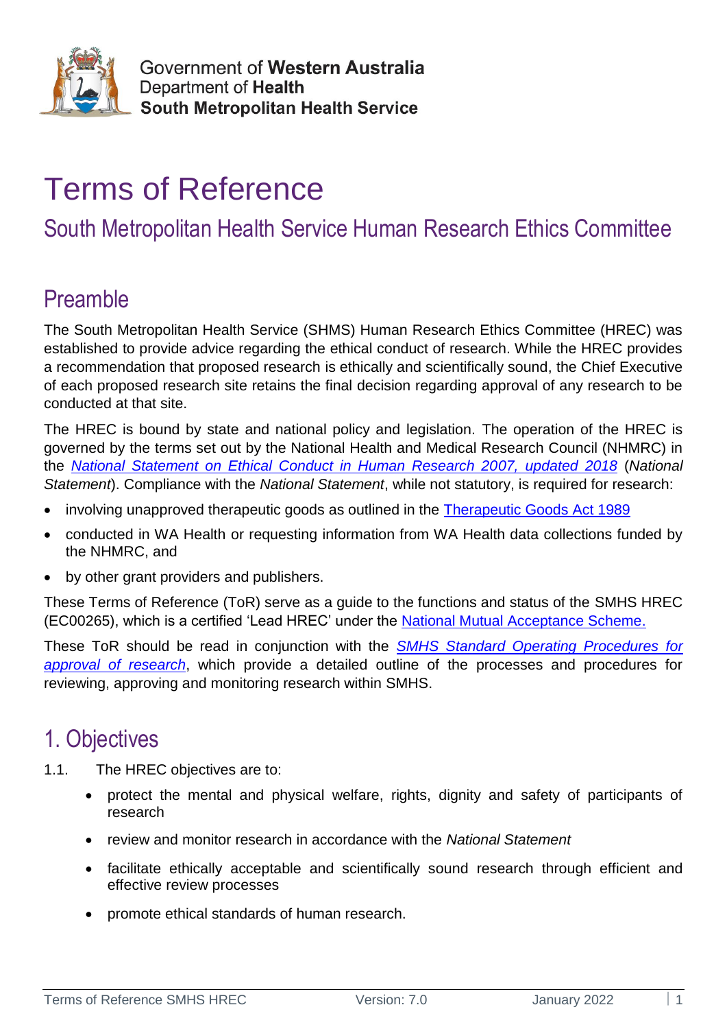Government of **Western Australia**
Department of **Health**
**South Metropolitan Health Service**

# Terms of Reference

## South Metropolitan Health Service Human Research Ethics Committee

## Preamble

The South Metropolitan Health Service (SHMS) Human Research Ethics Committee (HREC) was established to provide advice regarding the ethical conduct of research. While the HREC provides a recommendation that proposed research is ethically and scientifically sound, the Chief Executive of each proposed research site retains the final decision regarding approval of any research to be conducted at that site.

The HREC is bound by state and national policy and legislation. The operation of the HREC is governed by the terms set out by the National Health and Medical Research Council (NHMRC) in the *National Statement on Ethical Conduct in Human Research 2007, updated 2018* (*National Statement*). Compliance with the *National Statement*, while not statutory, is required for research:

- involving unapproved therapeutic goods as outlined in the Therapeutic Goods Act 1989
- conducted in WA Health or requesting information from WA Health data collections funded by the NHMRC, and
- by other grant providers and publishers.

These Terms of Reference (ToR) serve as a guide to the functions and status of the SMHS HREC (EC00265), which is a certified 'Lead HREC' under the National Mutual Acceptance Scheme.

These ToR should be read in conjunction with the *SMHS Standard Operating Procedures for approval of research*, which provide a detailed outline of the processes and procedures for reviewing, approving and monitoring research within SMHS.

## 1. Objectives

1.1. The HREC objectives are to:

- protect the mental and physical welfare, rights, dignity and safety of participants of research
- review and monitor research in accordance with the *National Statement*
- facilitate ethically acceptable and scientifically sound research through efficient and effective review processes
- promote ethical standards of human research.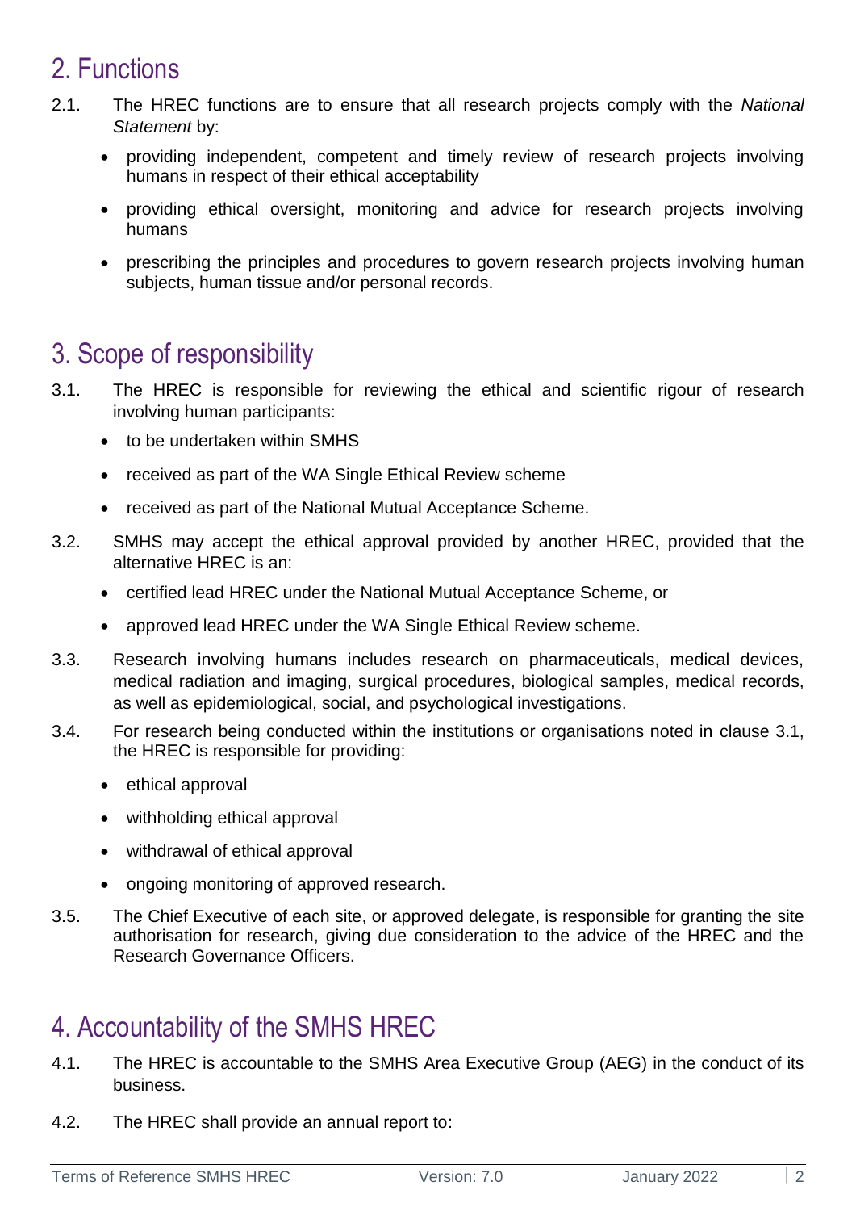## 2. Functions

2.1. The HREC functions are to ensure that all research projects comply with the *National Statement* by:

- providing independent, competent and timely review of research projects involving humans in respect of their ethical acceptability
- providing ethical oversight, monitoring and advice for research projects involving humans
- prescribing the principles and procedures to govern research projects involving human subjects, human tissue and/or personal records.

## 3. Scope of responsibility

3.1. The HREC is responsible for reviewing the ethical and scientific rigour of research involving human participants:

- to be undertaken within SMHS
- received as part of the WA Single Ethical Review scheme
- received as part of the National Mutual Acceptance Scheme.

3.2. SMHS may accept the ethical approval provided by another HREC, provided that the alternative HREC is an:

- certified lead HREC under the National Mutual Acceptance Scheme, or
- approved lead HREC under the WA Single Ethical Review scheme.

3.3. Research involving humans includes research on pharmaceuticals, medical devices, medical radiation and imaging, surgical procedures, biological samples, medical records, as well as epidemiological, social, and psychological investigations.

3.4. For research being conducted within the institutions or organisations noted in clause 3.1, the HREC is responsible for providing:

- ethical approval
- withholding ethical approval
- withdrawal of ethical approval
- ongoing monitoring of approved research.

3.5. The Chief Executive of each site, or approved delegate, is responsible for granting the site authorisation for research, giving due consideration to the advice of the HREC and the Research Governance Officers.

## 4. Accountability of the SMHS HREC

4.1. The HREC is accountable to the SMHS Area Executive Group (AEG) in the conduct of its business.

4.2. The HREC shall provide an annual report to: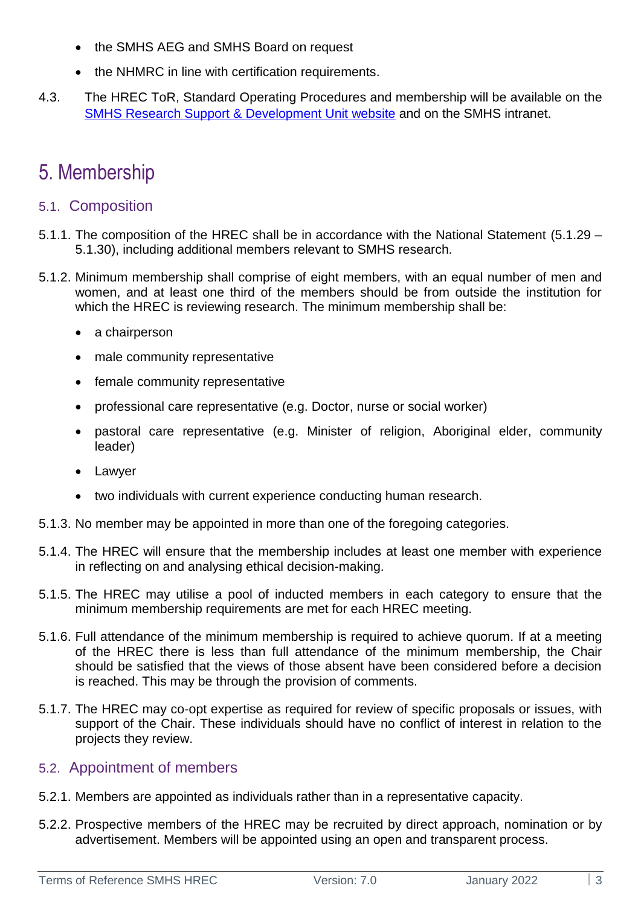- the SMHS AEG and SMHS Board on request
- the NHMRC in line with certification requirements.

4.3. The HREC ToR, Standard Operating Procedures and membership will be available on the [SMHS Research Support & Development Unit website](#) and on the SMHS intranet.

# 5. Membership

## 5.1. Composition

5.1.1. The composition of the HREC shall be in accordance with the National Statement (5.1.29 – 5.1.30), including additional members relevant to SMHS research.

5.1.2. Minimum membership shall comprise of eight members, with an equal number of men and women, and at least one third of the members should be from outside the institution for which the HREC is reviewing research. The minimum membership shall be:

- a chairperson
- male community representative
- female community representative
- professional care representative (e.g. Doctor, nurse or social worker)
- pastoral care representative (e.g. Minister of religion, Aboriginal elder, community leader)
- Lawyer
- two individuals with current experience conducting human research.

5.1.3. No member may be appointed in more than one of the foregoing categories.

5.1.4. The HREC will ensure that the membership includes at least one member with experience in reflecting on and analysing ethical decision-making.

5.1.5. The HREC may utilise a pool of inducted members in each category to ensure that the minimum membership requirements are met for each HREC meeting.

5.1.6. Full attendance of the minimum membership is required to achieve quorum. If at a meeting of the HREC there is less than full attendance of the minimum membership, the Chair should be satisfied that the views of those absent have been considered before a decision is reached. This may be through the provision of comments.

5.1.7. The HREC may co-opt expertise as required for review of specific proposals or issues, with support of the Chair. These individuals should have no conflict of interest in relation to the projects they review.

## 5.2. Appointment of members

5.2.1. Members are appointed as individuals rather than in a representative capacity.

5.2.2. Prospective members of the HREC may be recruited by direct approach, nomination or by advertisement. Members will be appointed using an open and transparent process.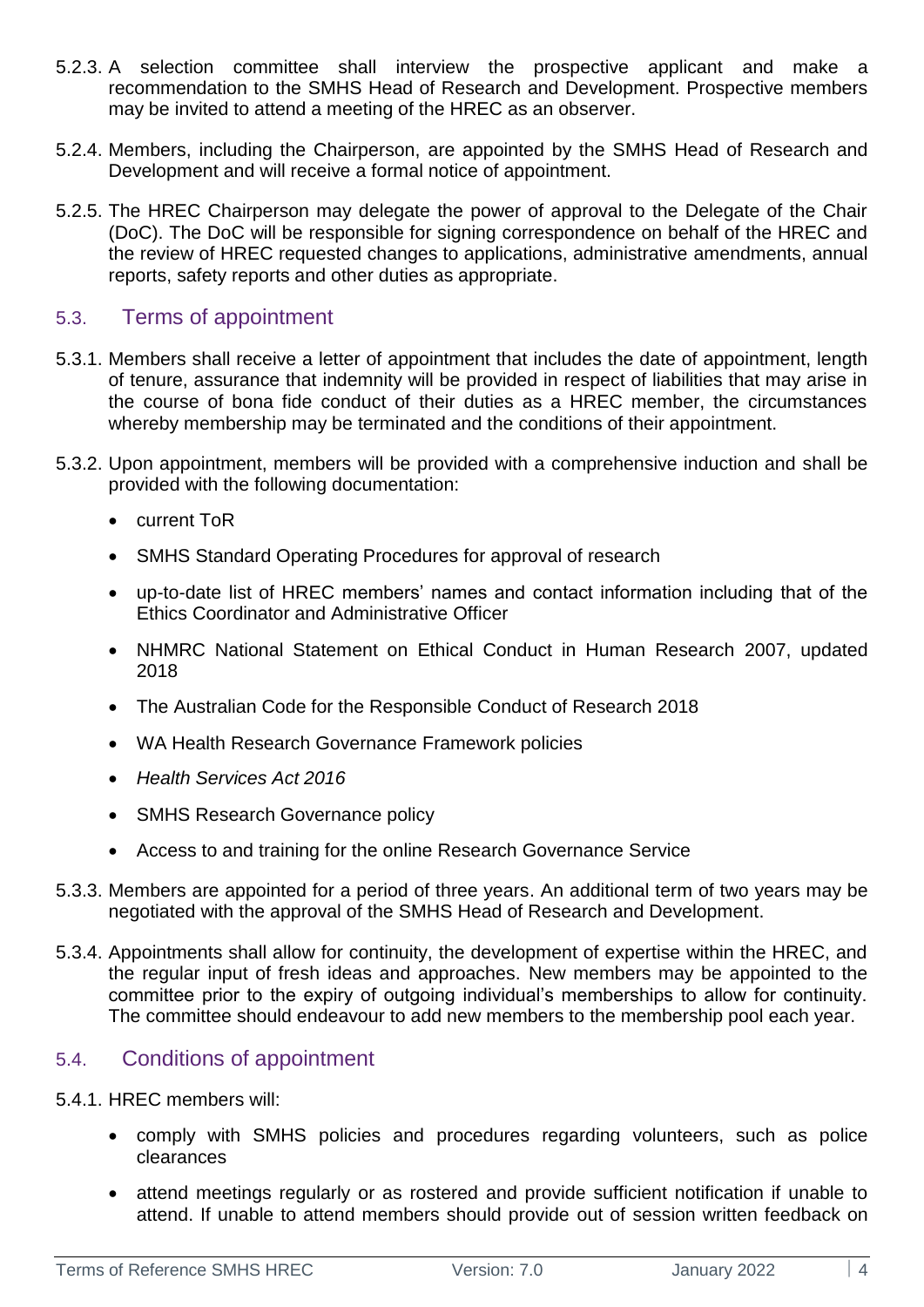5.2.3. A selection committee shall interview the prospective applicant and make a recommendation to the SMHS Head of Research and Development. Prospective members may be invited to attend a meeting of the HREC as an observer.

5.2.4. Members, including the Chairperson, are appointed by the SMHS Head of Research and Development and will receive a formal notice of appointment.

5.2.5. The HREC Chairperson may delegate the power of approval to the Delegate of the Chair (DoC). The DoC will be responsible for signing correspondence on behalf of the HREC and the review of HREC requested changes to applications, administrative amendments, annual reports, safety reports and other duties as appropriate.

## 5.3. Terms of appointment

5.3.1. Members shall receive a letter of appointment that includes the date of appointment, length of tenure, assurance that indemnity will be provided in respect of liabilities that may arise in the course of bona fide conduct of their duties as a HREC member, the circumstances whereby membership may be terminated and the conditions of their appointment.

5.3.2. Upon appointment, members will be provided with a comprehensive induction and shall be provided with the following documentation:

- current ToR
- SMHS Standard Operating Procedures for approval of research
- up-to-date list of HREC members' names and contact information including that of the Ethics Coordinator and Administrative Officer
- NHMRC National Statement on Ethical Conduct in Human Research 2007, updated 2018
- The Australian Code for the Responsible Conduct of Research 2018
- WA Health Research Governance Framework policies
- *Health Services Act 2016*
- SMHS Research Governance policy
- Access to and training for the online Research Governance Service

5.3.3. Members are appointed for a period of three years. An additional term of two years may be negotiated with the approval of the SMHS Head of Research and Development.

5.3.4. Appointments shall allow for continuity, the development of expertise within the HREC, and the regular input of fresh ideas and approaches. New members may be appointed to the committee prior to the expiry of outgoing individual's memberships to allow for continuity. The committee should endeavour to add new members to the membership pool each year.

## 5.4. Conditions of appointment

5.4.1. HREC members will:

- comply with SMHS policies and procedures regarding volunteers, such as police clearances
- attend meetings regularly or as rostered and provide sufficient notification if unable to attend. If unable to attend members should provide out of session written feedback on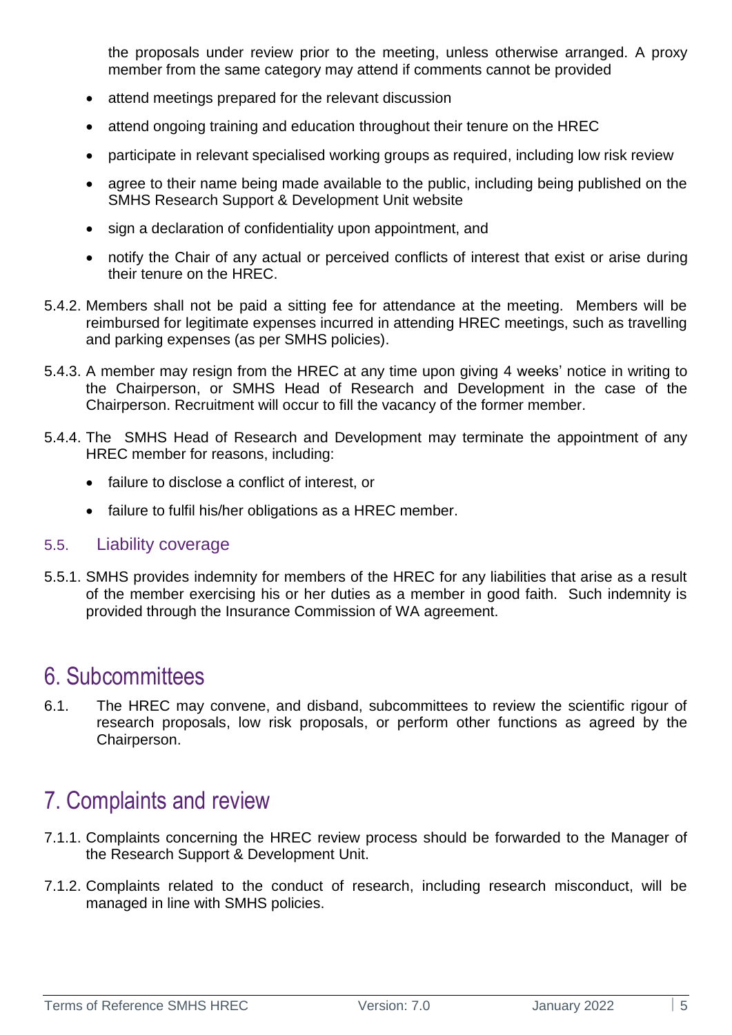the proposals under review prior to the meeting, unless otherwise arranged. A proxy member from the same category may attend if comments cannot be provided

- attend meetings prepared for the relevant discussion
- attend ongoing training and education throughout their tenure on the HREC
- participate in relevant specialised working groups as required, including low risk review
- agree to their name being made available to the public, including being published on the SMHS Research Support & Development Unit website
- sign a declaration of confidentiality upon appointment, and
- notify the Chair of any actual or perceived conflicts of interest that exist or arise during their tenure on the HREC.

5.4.2. Members shall not be paid a sitting fee for attendance at the meeting. Members will be reimbursed for legitimate expenses incurred in attending HREC meetings, such as travelling and parking expenses (as per SMHS policies).

5.4.3. A member may resign from the HREC at any time upon giving 4 weeks' notice in writing to the Chairperson, or SMHS Head of Research and Development in the case of the Chairperson. Recruitment will occur to fill the vacancy of the former member.

5.4.4. The SMHS Head of Research and Development may terminate the appointment of any HREC member for reasons, including:

- failure to disclose a conflict of interest, or
- failure to fulfil his/her obligations as a HREC member.

### 5.5. Liability coverage

5.5.1. SMHS provides indemnity for members of the HREC for any liabilities that arise as a result of the member exercising his or her duties as a member in good faith. Such indemnity is provided through the Insurance Commission of WA agreement.

# 6. Subcommittees

6.1. The HREC may convene, and disband, subcommittees to review the scientific rigour of research proposals, low risk proposals, or perform other functions as agreed by the Chairperson.

# 7. Complaints and review

7.1.1. Complaints concerning the HREC review process should be forwarded to the Manager of the Research Support & Development Unit.

7.1.2. Complaints related to the conduct of research, including research misconduct, will be managed in line with SMHS policies.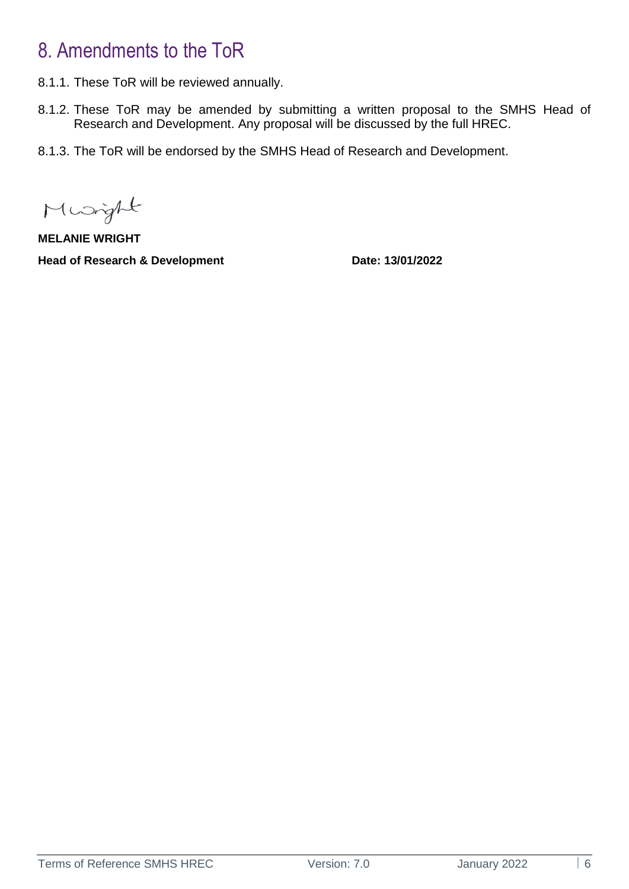# 8. Amendments to the ToR

8.1.1. These ToR will be reviewed annually.

8.1.2. These ToR may be amended by submitting a written proposal to the SMHS Head of Research and Development. Any proposal will be discussed by the full HREC.

8.1.3. The ToR will be endorsed by the SMHS Head of Research and Development.

MWright

**MELANIE WRIGHT**

**Head of Research & Development** **Date: 13/01/2022**